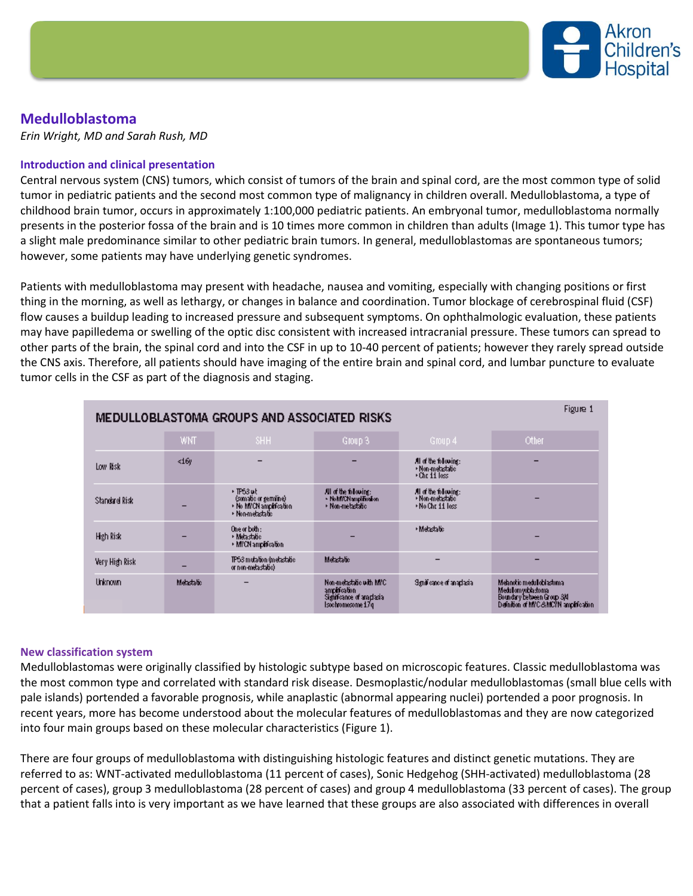# Medulloblastoma

*Erin Wright, MD and Sarah Rush, MD*

### Introduction and clinical presentation

Central nervous system (CNS) tumors, which consist of tumors of the brain and spinal cord, are the most common type of solid tumor in pediatric patients and the second most common type of malignancy in children overall. Medulloblastoma, a type of childhood brain tumor, occurs in approximately 1:100,000 pediatric patients. An embryonal tumor, medulloblastoma normally presents in the posterior fossa of the brain and is 10 times more common in children than adults (Image 1). This tumor type has a slight male predominance similar to other pediatric brain tumors. In general, medulloblastomas are spontaneous tumors; however, some patients may have underlying genetic syndromes.

Patients with medulloblastoma may present with headache, nausea and vomiting, especially with changing positions or first thing in the morning, as well as lethargy, or changes in balance and coordination. Tumor blockage of cerebrospinal fluid (CSF) flow causes a buildup leading to increased pressure and subsequent symptoms. On ophthalmologic evaluation, these patients may have papilledema or swelling of the optic disc consistent with increased intracranial pressure. These tumors can spread to other parts of the brain, the spinal cord and into the CSF in up to 10-40 percent of patients; however they rarely spread outside the CNS axis. Therefore, all patients should have imaging of the entire brain and spinal cord, and lumbar puncture to evaluate tumor cells in the CSF as part of the diagnosis and staging.

**MEDULLOBLASTOMA GROUPS AND ASSOCIATED RISKS** — Figure 1

| | WNT | SHH | Group 3 | Group 4 | Other |
|---|---|---|---|---|---|
| Low Risk | <16y | – | – | All of the following: • Non-metastatic • Chr 11 loss | – |
| Standard Risk | – | • TP53 wt (somatic or germline) • No MYCN amplification • Non-metastatic | All of the following: • No MYCN amplification • Non-metastatic | All of the following: • Non-metastatic • No Chr 11 loss | – |
| High Risk | – | One or both: • Metastatic • MYCN amplification | – | • Metastatic | – |
| Very High Risk | – | TP53 mutation (metastatic or non-metastatic) | Metastatic | – | – |
| Unknown | Metastatic | – | Non-metastatic with MYC amplification Significance of anaplasia Isochromosome 17q | Significance of anaplasia | Melanotic medulloblastoma Medullomyoblastoma Boundary between Group 3/4 Definition of MYC & MCYN amplification |

### New classification system

Medulloblastomas were originally classified by histologic subtype based on microscopic features. Classic medulloblastoma was the most common type and correlated with standard risk disease. Desmoplastic/nodular medulloblastomas (small blue cells with pale islands) portended a favorable prognosis, while anaplastic (abnormal appearing nuclei) portended a poor prognosis. In recent years, more has become understood about the molecular features of medulloblastomas and they are now categorized into four main groups based on these molecular characteristics (Figure 1).

There are four groups of medulloblastoma with distinguishing histologic features and distinct genetic mutations. They are referred to as: WNT-activated medulloblastoma (11 percent of cases), Sonic Hedgehog (SHH-activated) medulloblastoma (28 percent of cases), group 3 medulloblastoma (28 percent of cases) and group 4 medulloblastoma (33 percent of cases). The group that a patient falls into is very important as we have learned that these groups are also associated with differences in overall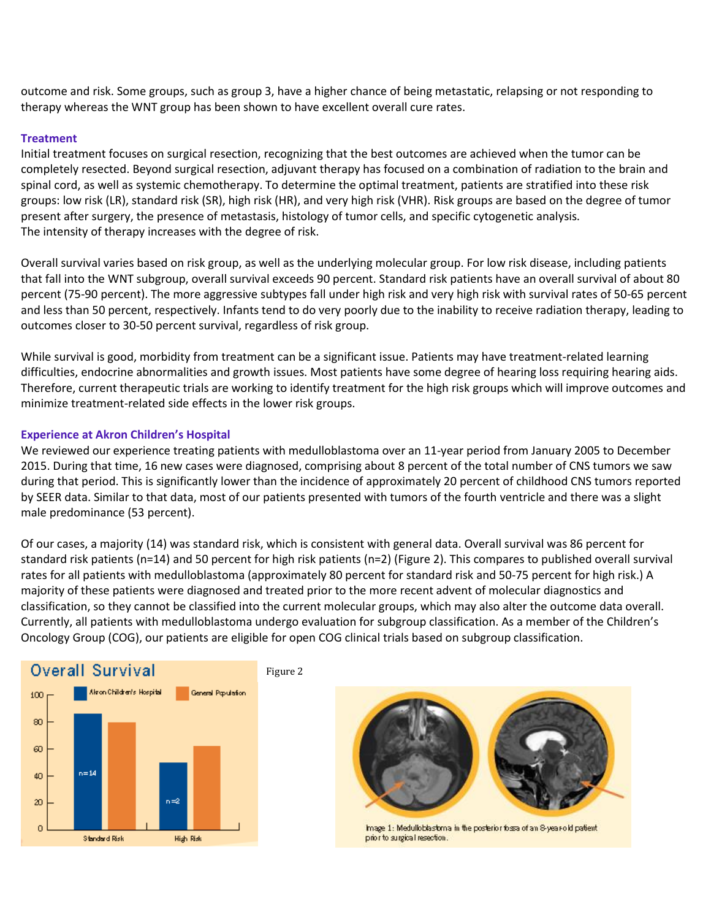outcome and risk. Some groups, such as group 3, have a higher chance of being metastatic, relapsing or not responding to therapy whereas the WNT group has been shown to have excellent overall cure rates.

### Treatment

Initial treatment focuses on surgical resection, recognizing that the best outcomes are achieved when the tumor can be completely resected. Beyond surgical resection, adjuvant therapy has focused on a combination of radiation to the brain and spinal cord, as well as systemic chemotherapy. To determine the optimal treatment, patients are stratified into these risk groups: low risk (LR), standard risk (SR), high risk (HR), and very high risk (VHR). Risk groups are based on the degree of tumor present after surgery, the presence of metastasis, histology of tumor cells, and specific cytogenetic analysis.
The intensity of therapy increases with the degree of risk.

Overall survival varies based on risk group, as well as the underlying molecular group. For low risk disease, including patients that fall into the WNT subgroup, overall survival exceeds 90 percent. Standard risk patients have an overall survival of about 80 percent (75-90 percent). The more aggressive subtypes fall under high risk and very high risk with survival rates of 50-65 percent and less than 50 percent, respectively. Infants tend to do very poorly due to the inability to receive radiation therapy, leading to outcomes closer to 30-50 percent survival, regardless of risk group.

While survival is good, morbidity from treatment can be a significant issue. Patients may have treatment-related learning difficulties, endocrine abnormalities and growth issues. Most patients have some degree of hearing loss requiring hearing aids. Therefore, current therapeutic trials are working to identify treatment for the high risk groups which will improve outcomes and minimize treatment-related side effects in the lower risk groups.

### Experience at Akron Children's Hospital

We reviewed our experience treating patients with medulloblastoma over an 11-year period from January 2005 to December 2015. During that time, 16 new cases were diagnosed, comprising about 8 percent of the total number of CNS tumors we saw during that period. This is significantly lower than the incidence of approximately 20 percent of childhood CNS tumors reported by SEER data. Similar to that data, most of our patients presented with tumors of the fourth ventricle and there was a slight male predominance (53 percent).

Of our cases, a majority (14) was standard risk, which is consistent with general data. Overall survival was 86 percent for standard risk patients (n=14) and 50 percent for high risk patients (n=2) (Figure 2). This compares to published overall survival rates for all patients with medulloblastoma (approximately 80 percent for standard risk and 50-75 percent for high risk.) A majority of these patients were diagnosed and treated prior to the more recent advent of molecular diagnostics and classification, so they cannot be classified into the current molecular groups, which may also alter the outcome data overall. Currently, all patients with medulloblastoma undergo evaluation for subgroup classification. As a member of the Children's Oncology Group (COG), our patients are eligible for open COG clinical trials based on subgroup classification.

Overall Survival

Akron Children's Hospital
General Population

100
80
60
40
20
0

n=14
n=2

Standard Risk
High Risk

Figure 2

Image 1: Medulloblastoma in the posterior fossa of an 8-year-old patient prior to surgical resection.